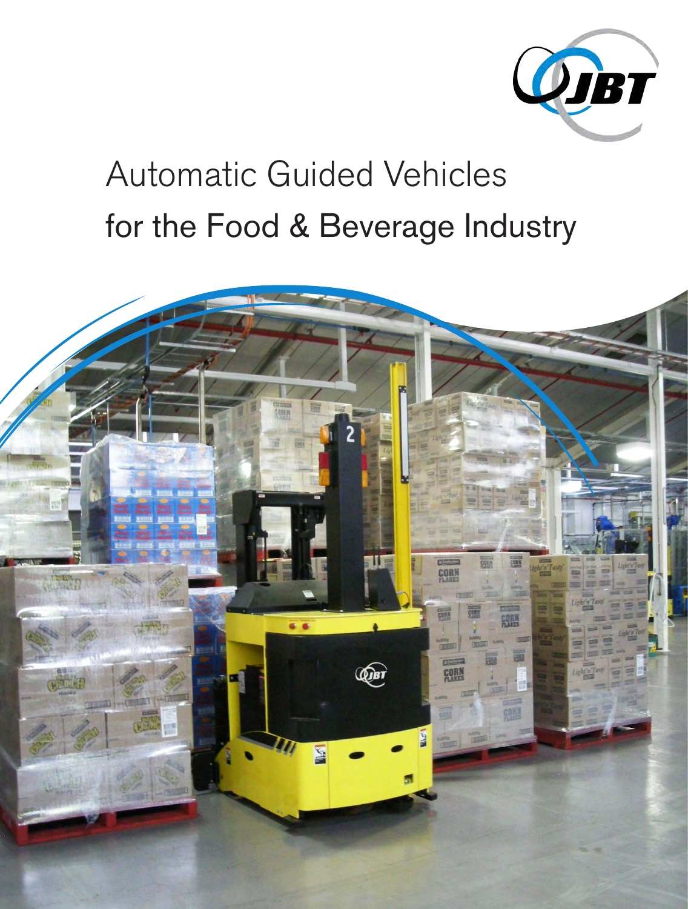# Automatic Guided Vehicles for the Food & Beverage Industry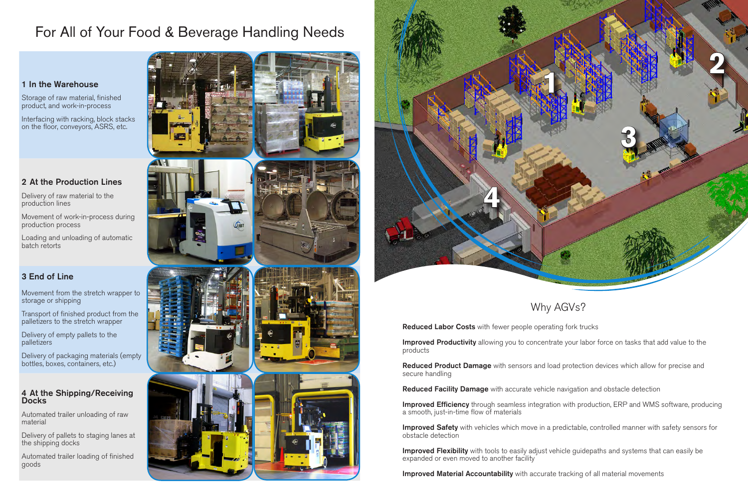# For All of Your Food & Beverage Handling Needs

## 1 In the Warehouse

Storage of raw material, finished product, and work-in-process

Interfacing with racking, block stacks on the floor, conveyors, ASRS, etc.

## 2 At the Production Lines

Delivery of raw material to the production lines

Movement of work-in-process during production process

Loading and unloading of automatic batch retorts

## 3 End of Line

Movement from the stretch wrapper to storage or shipping

Transport of finished product from the palletizers to the stretch wrapper

Delivery of empty pallets to the palletizers

Delivery of packaging materials (empty bottles, boxes, containers, etc.)

## 4 At the Shipping/Receiving Docks

Automated trailer unloading of raw material

Delivery of pallets to staging lanes at the shipping docks

Automated trailer loading of finished goods

## Why AGVs?

**Reduced Labor Costs** with fewer people operating fork trucks

**Improved Productivity** allowing you to concentrate your labor force on tasks that add value to the products

**Reduced Product Damage** with sensors and load protection devices which allow for precise and secure handling

**Reduced Facility Damage** with accurate vehicle navigation and obstacle detection

**Improved Efficiency** through seamless integration with production, ERP and WMS software, producing a smooth, just-in-time flow of materials

**Improved Safety** with vehicles which move in a predictable, controlled manner with safety sensors for obstacle detection

**Improved Flexibility** with tools to easily adjust vehicle guidepaths and systems that can easily be expanded or even moved to another facility

**Improved Material Accountability** with accurate tracking of all material movements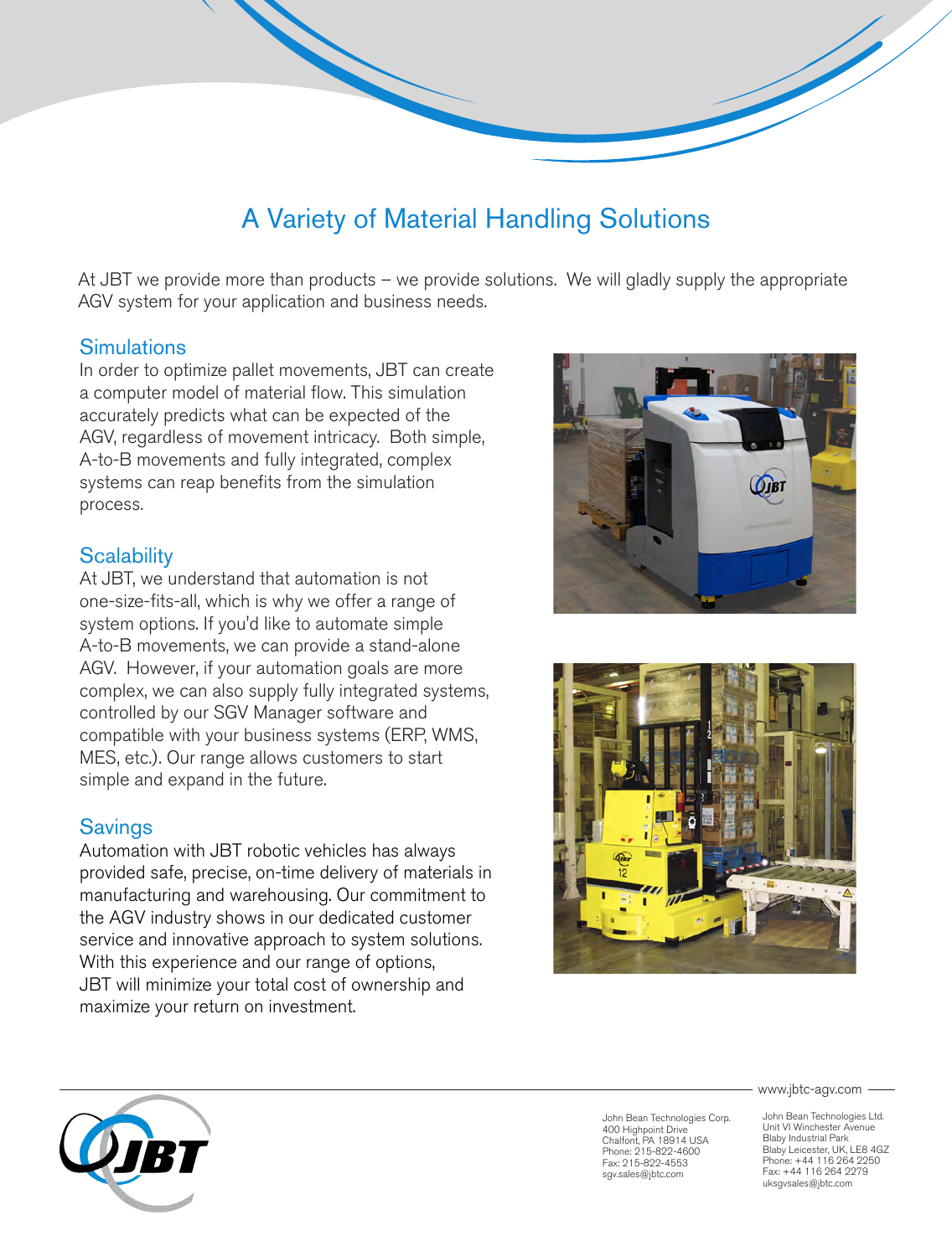# A Variety of Material Handling Solutions

At JBT we provide more than products – we provide solutions. We will gladly supply the appropriate AGV system for your application and business needs.

## Simulations

In order to optimize pallet movements, JBT can create a computer model of material flow. This simulation accurately predicts what can be expected of the AGV, regardless of movement intricacy. Both simple, A-to-B movements and fully integrated, complex systems can reap benefits from the simulation process.

## Scalability

At JBT, we understand that automation is not one-size-fits-all, which is why we offer a range of system options. If you'd like to automate simple A-to-B movements, we can provide a stand-alone AGV. However, if your automation goals are more complex, we can also supply fully integrated systems, controlled by our SGV Manager software and compatible with your business systems (ERP, WMS, MES, etc.). Our range allows customers to start simple and expand in the future.

## Savings

Automation with JBT robotic vehicles has always provided safe, precise, on-time delivery of materials in manufacturing and warehousing. Our commitment to the AGV industry shows in our dedicated customer service and innovative approach to system solutions. With this experience and our range of options, JBT will minimize your total cost of ownership and maximize your return on investment.

www.jbtc-agv.com

John Bean Technologies Corp.
400 Highpoint Drive
Chalfont, PA 18914 USA
Phone: 215-822-4600
Fax: 215-822-4553
sgv.sales@jbtc.com

John Bean Technologies Ltd.
Unit VI Winchester Avenue
Blaby Industrial Park
Blaby Leicester, UK, LE8 4GZ
Phone: +44 116 264 2250
Fax: +44 116 264 2279
uksgvsales@jbtc.com